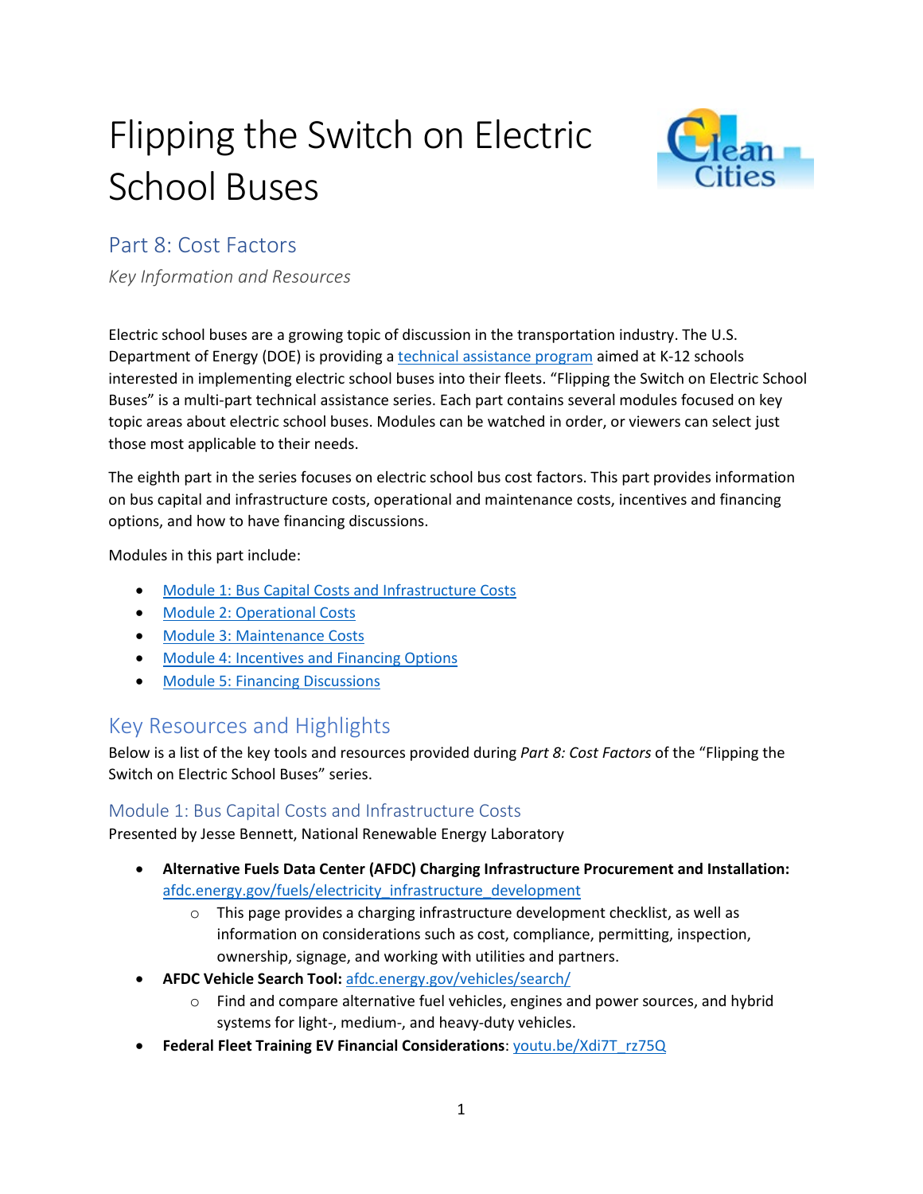# Flipping the Switch on Electric School Buses

## Part 8: Cost Factors

*Key Information and Resources*

Electric school buses are a growing topic of discussion in the transportation industry. The U.S. Department of Energy (DOE) is providing a [technical assistance program]() aimed at K-12 schools interested in implementing electric school buses into their fleets. "Flipping the Switch on Electric School Buses" is a multi-part technical assistance series. Each part contains several modules focused on key topic areas about electric school buses. Modules can be watched in order, or viewers can select just those most applicable to their needs.

The eighth part in the series focuses on electric school bus cost factors. This part provides information on bus capital and infrastructure costs, operational and maintenance costs, incentives and financing options, and how to have financing discussions.

Modules in this part include:

- [Module 1: Bus Capital Costs and Infrastructure Costs]()
- [Module 2: Operational Costs]()
- [Module 3: Maintenance Costs]()
- [Module 4: Incentives and Financing Options]()
- [Module 5: Financing Discussions]()

## Key Resources and Highlights

Below is a list of the key tools and resources provided during *Part 8: Cost Factors* of the "Flipping the Switch on Electric School Buses" series.

### Module 1: Bus Capital Costs and Infrastructure Costs

Presented by Jesse Bennett, National Renewable Energy Laboratory

- **Alternative Fuels Data Center (AFDC) Charging Infrastructure Procurement and Installation:** [afdc.energy.gov/fuels/electricity_infrastructure_development]()
  - This page provides a charging infrastructure development checklist, as well as information on considerations such as cost, compliance, permitting, inspection, ownership, signage, and working with utilities and partners.
- **AFDC Vehicle Search Tool:** [afdc.energy.gov/vehicles/search/]()
  - Find and compare alternative fuel vehicles, engines and power sources, and hybrid systems for light-, medium-, and heavy-duty vehicles.
- **Federal Fleet Training EV Financial Considerations**: [youtu.be/Xdi7T_rz75Q]()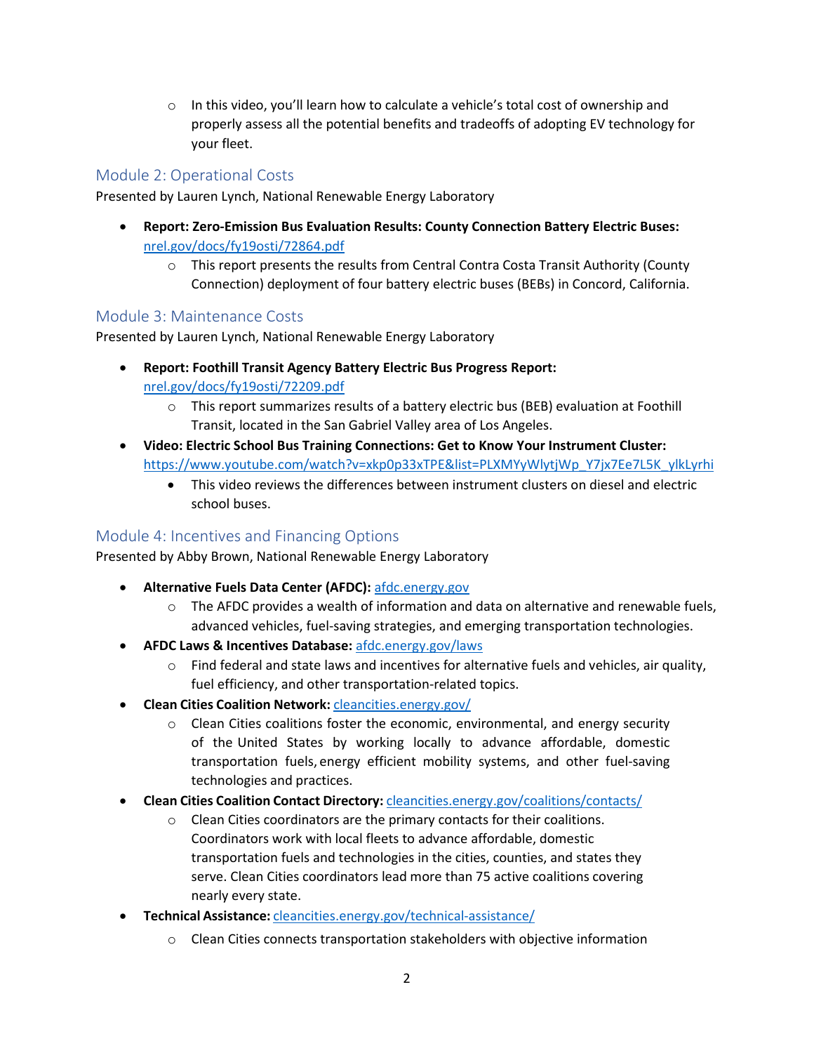- In this video, you'll learn how to calculate a vehicle's total cost of ownership and properly assess all the potential benefits and tradeoffs of adopting EV technology for your fleet.

## Module 2: Operational Costs

Presented by Lauren Lynch, National Renewable Energy Laboratory

- **Report: Zero-Emission Bus Evaluation Results: County Connection Battery Electric Buses:** [nrel.gov/docs/fy19osti/72864.pdf](nrel.gov/docs/fy19osti/72864.pdf)
  - This report presents the results from Central Contra Costa Transit Authority (County Connection) deployment of four battery electric buses (BEBs) in Concord, California.

## Module 3: Maintenance Costs

Presented by Lauren Lynch, National Renewable Energy Laboratory

- **Report: Foothill Transit Agency Battery Electric Bus Progress Report:** [nrel.gov/docs/fy19osti/72209.pdf](nrel.gov/docs/fy19osti/72209.pdf)
  - This report summarizes results of a battery electric bus (BEB) evaluation at Foothill Transit, located in the San Gabriel Valley area of Los Angeles.
- **Video: Electric School Bus Training Connections: Get to Know Your Instrument Cluster:** [https://www.youtube.com/watch?v=xkp0p33xTPE&list=PLXMYyWlytjWp_Y7jx7Ee7L5K_ylkLyrhi](https://www.youtube.com/watch?v=xkp0p33xTPE&list=PLXMYyWlytjWp_Y7jx7Ee7L5K_ylkLyrhi)
  - This video reviews the differences between instrument clusters on diesel and electric school buses.

## Module 4: Incentives and Financing Options

Presented by Abby Brown, National Renewable Energy Laboratory

- **Alternative Fuels Data Center (AFDC):** [afdc.energy.gov](afdc.energy.gov)
  - The AFDC provides a wealth of information and data on alternative and renewable fuels, advanced vehicles, fuel-saving strategies, and emerging transportation technologies.
- **AFDC Laws & Incentives Database:** [afdc.energy.gov/laws](afdc.energy.gov/laws)
  - Find federal and state laws and incentives for alternative fuels and vehicles, air quality, fuel efficiency, and other transportation-related topics.
- **Clean Cities Coalition Network:** [cleancities.energy.gov/](cleancities.energy.gov/)
  - Clean Cities coalitions foster the economic, environmental, and energy security of the United States by working locally to advance affordable, domestic transportation fuels, energy efficient mobility systems, and other fuel-saving technologies and practices.
- **Clean Cities Coalition Contact Directory:** [cleancities.energy.gov/coalitions/contacts/](cleancities.energy.gov/coalitions/contacts/)
  - Clean Cities coordinators are the primary contacts for their coalitions. Coordinators work with local fleets to advance affordable, domestic transportation fuels and technologies in the cities, counties, and states they serve. Clean Cities coordinators lead more than 75 active coalitions covering nearly every state.
- **Technical Assistance:** [cleancities.energy.gov/technical-assistance/](cleancities.energy.gov/technical-assistance/)
  - Clean Cities connects transportation stakeholders with objective information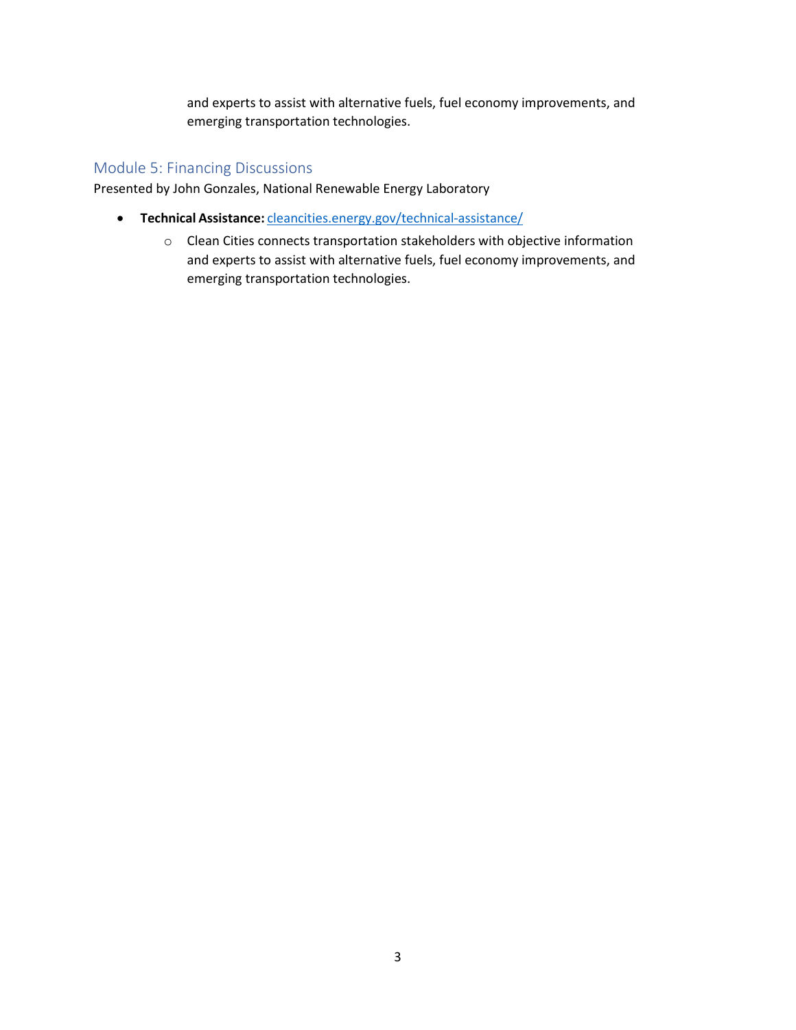and experts to assist with alternative fuels, fuel economy improvements, and emerging transportation technologies.

## Module 5: Financing Discussions

Presented by John Gonzales, National Renewable Energy Laboratory

- **Technical Assistance:** cleancities.energy.gov/technical-assistance/
    - Clean Cities connects transportation stakeholders with objective information and experts to assist with alternative fuels, fuel economy improvements, and emerging transportation technologies.